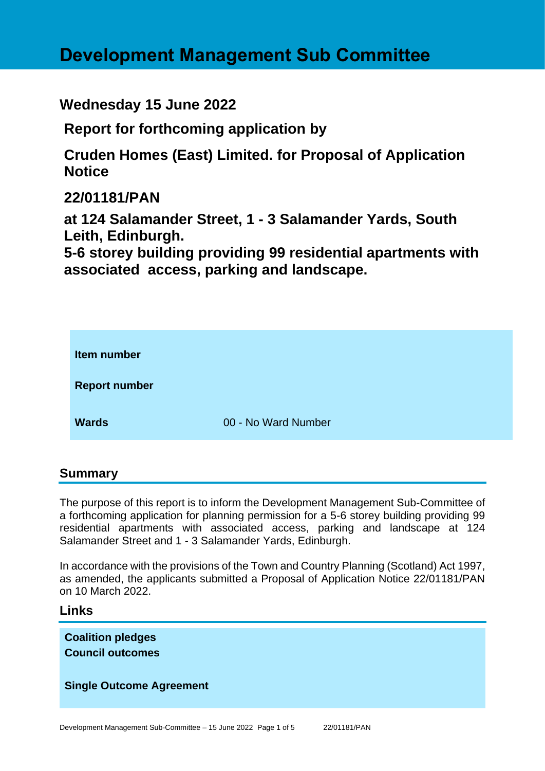# Development Management Sub Committee

## Wednesday 15 June 2022

## Report for forthcoming application by

## Cruden Homes (East) Limited. for Proposal of Application Notice

## 22/01181/PAN

## at 124 Salamander Street, 1 - 3 Salamander Yards, South Leith, Edinburgh.

## 5-6 storey building providing 99 residential apartments with associated access, parking and landscape.

| | |
|---|---|
| **Item number** | |
| **Report number** | |
| **Wards** | 00 - No Ward Number |

## Summary

The purpose of this report is to inform the Development Management Sub-Committee of a forthcoming application for planning permission for a 5-6 storey building providing 99 residential apartments with associated access, parking and landscape at 124 Salamander Street and 1 - 3 Salamander Yards, Edinburgh.

In accordance with the provisions of the Town and Country Planning (Scotland) Act 1997, as amended, the applicants submitted a Proposal of Application Notice 22/01181/PAN on 10 March 2022.

## Links

**Coalition pledges**
**Council outcomes**

**Single Outcome Agreement**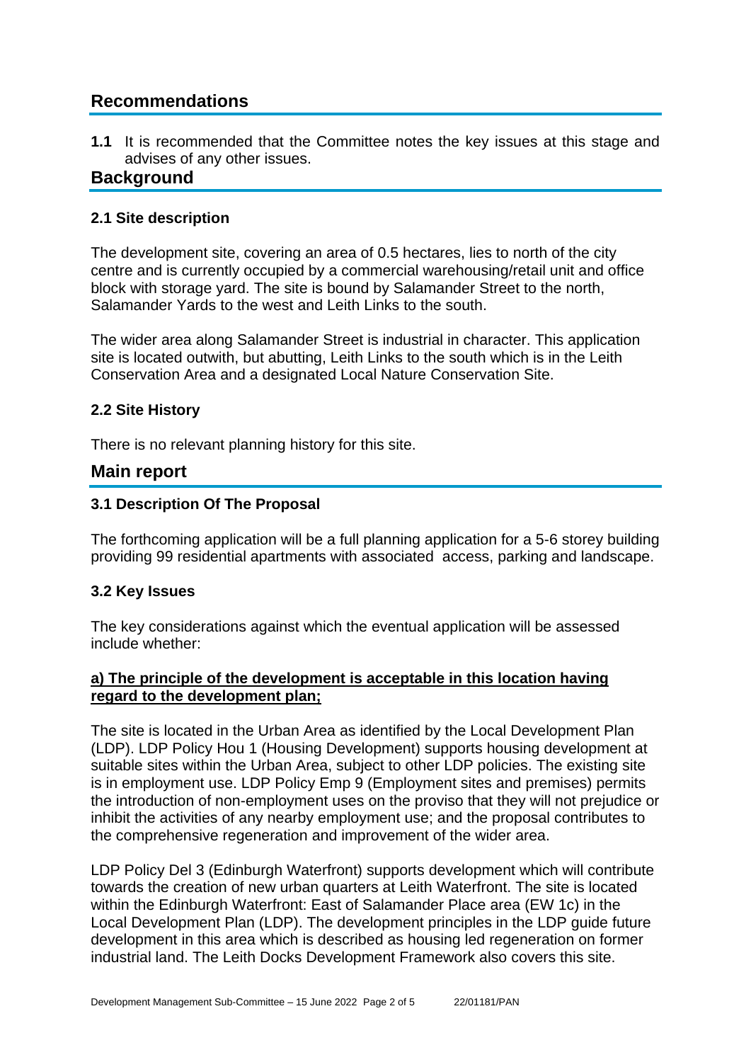## Recommendations

**1.1** It is recommended that the Committee notes the key issues at this stage and advises of any other issues.

## Background

### 2.1 Site description

The development site, covering an area of 0.5 hectares, lies to north of the city centre and is currently occupied by a commercial warehousing/retail unit and office block with storage yard. The site is bound by Salamander Street to the north, Salamander Yards to the west and Leith Links to the south.

The wider area along Salamander Street is industrial in character. This application site is located outwith, but abutting, Leith Links to the south which is in the Leith Conservation Area and a designated Local Nature Conservation Site.

### 2.2 Site History

There is no relevant planning history for this site.

## Main report

### 3.1 Description Of The Proposal

The forthcoming application will be a full planning application for a 5-6 storey building providing 99 residential apartments with associated access, parking and landscape.

### 3.2 Key Issues

The key considerations against which the eventual application will be assessed include whether:

**a) The principle of the development is acceptable in this location having regard to the development plan;**

The site is located in the Urban Area as identified by the Local Development Plan (LDP). LDP Policy Hou 1 (Housing Development) supports housing development at suitable sites within the Urban Area, subject to other LDP policies. The existing site is in employment use. LDP Policy Emp 9 (Employment sites and premises) permits the introduction of non-employment uses on the proviso that they will not prejudice or inhibit the activities of any nearby employment use; and the proposal contributes to the comprehensive regeneration and improvement of the wider area.

LDP Policy Del 3 (Edinburgh Waterfront) supports development which will contribute towards the creation of new urban quarters at Leith Waterfront. The site is located within the Edinburgh Waterfront: East of Salamander Place area (EW 1c) in the Local Development Plan (LDP). The development principles in the LDP guide future development in this area which is described as housing led regeneration on former industrial land. The Leith Docks Development Framework also covers this site.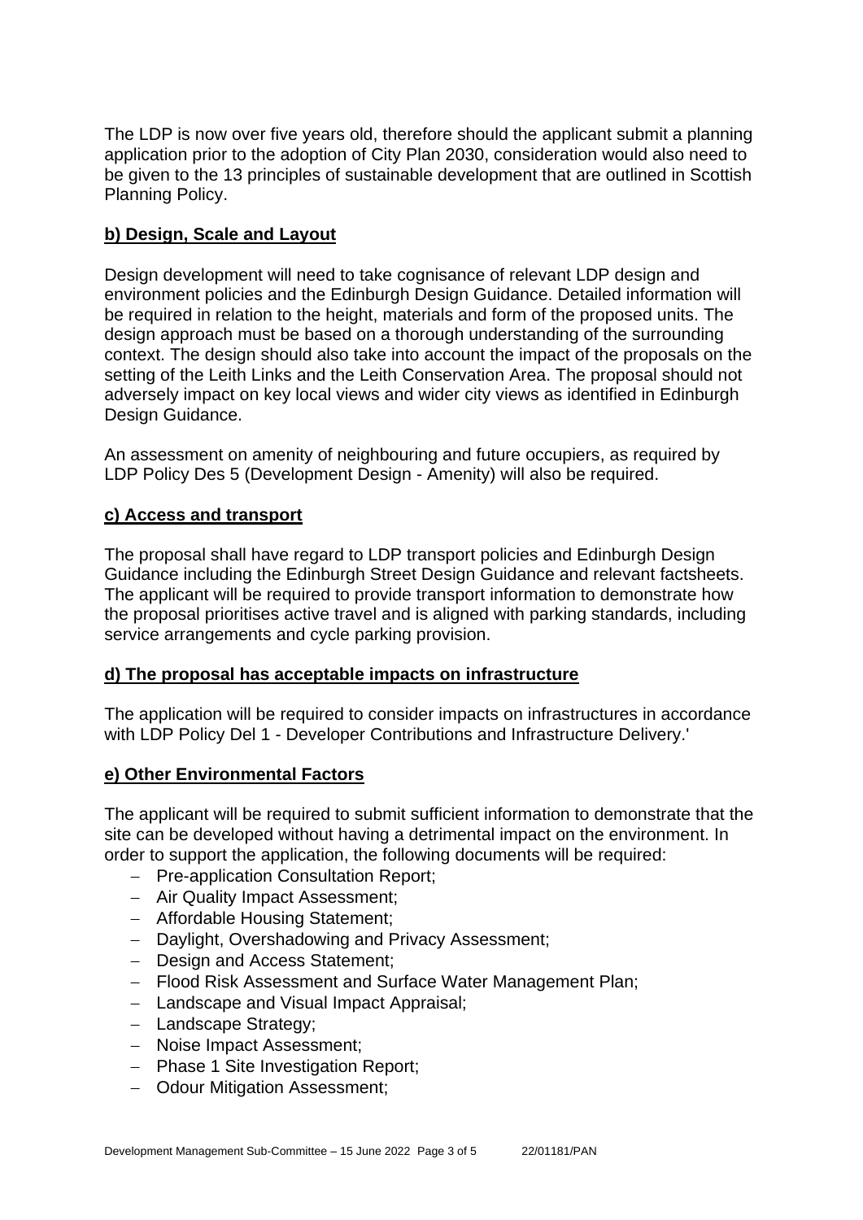The LDP is now over five years old, therefore should the applicant submit a planning application prior to the adoption of City Plan 2030, consideration would also need to be given to the 13 principles of sustainable development that are outlined in Scottish Planning Policy.

**b) Design, Scale and Layout**

Design development will need to take cognisance of relevant LDP design and environment policies and the Edinburgh Design Guidance. Detailed information will be required in relation to the height, materials and form of the proposed units. The design approach must be based on a thorough understanding of the surrounding context. The design should also take into account the impact of the proposals on the setting of the Leith Links and the Leith Conservation Area. The proposal should not adversely impact on key local views and wider city views as identified in Edinburgh Design Guidance.

An assessment on amenity of neighbouring and future occupiers, as required by LDP Policy Des 5 (Development Design - Amenity) will also be required.

**c) Access and transport**

The proposal shall have regard to LDP transport policies and Edinburgh Design Guidance including the Edinburgh Street Design Guidance and relevant factsheets. The applicant will be required to provide transport information to demonstrate how the proposal prioritises active travel and is aligned with parking standards, including service arrangements and cycle parking provision.

**d) The proposal has acceptable impacts on infrastructure**

The application will be required to consider impacts on infrastructures in accordance with LDP Policy Del 1 - Developer Contributions and Infrastructure Delivery.'

**e) Other Environmental Factors**

The applicant will be required to submit sufficient information to demonstrate that the site can be developed without having a detrimental impact on the environment. In order to support the application, the following documents will be required:

- Pre-application Consultation Report;
- Air Quality Impact Assessment;
- Affordable Housing Statement;
- Daylight, Overshadowing and Privacy Assessment;
- Design and Access Statement;
- Flood Risk Assessment and Surface Water Management Plan;
- Landscape and Visual Impact Appraisal;
- Landscape Strategy;
- Noise Impact Assessment;
- Phase 1 Site Investigation Report;
- Odour Mitigation Assessment;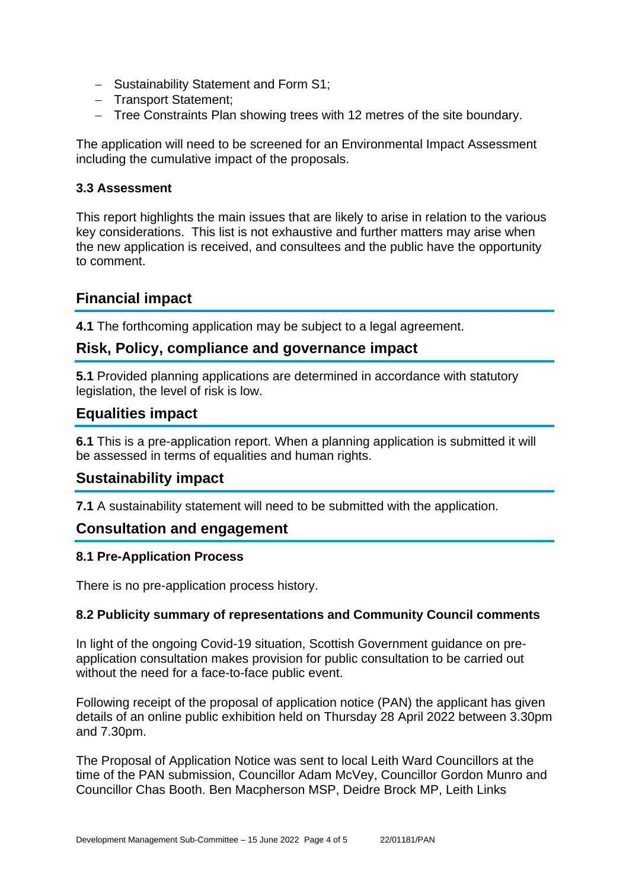- Sustainability Statement and Form S1;
- Transport Statement;
- Tree Constraints Plan showing trees with 12 metres of the site boundary.

The application will need to be screened for an Environmental Impact Assessment including the cumulative impact of the proposals.

**3.3 Assessment**

This report highlights the main issues that are likely to arise in relation to the various key considerations. This list is not exhaustive and further matters may arise when the new application is received, and consultees and the public have the opportunity to comment.

## Financial impact

**4.1** The forthcoming application may be subject to a legal agreement.

## Risk, Policy, compliance and governance impact

**5.1** Provided planning applications are determined in accordance with statutory legislation, the level of risk is low.

## Equalities impact

**6.1** This is a pre-application report. When a planning application is submitted it will be assessed in terms of equalities and human rights.

## Sustainability impact

**7.1** A sustainability statement will need to be submitted with the application.

## Consultation and engagement

**8.1 Pre-Application Process**

There is no pre-application process history.

**8.2 Publicity summary of representations and Community Council comments**

In light of the ongoing Covid-19 situation, Scottish Government guidance on pre-application consultation makes provision for public consultation to be carried out without the need for a face-to-face public event.

Following receipt of the proposal of application notice (PAN) the applicant has given details of an online public exhibition held on Thursday 28 April 2022 between 3.30pm and 7.30pm.

The Proposal of Application Notice was sent to local Leith Ward Councillors at the time of the PAN submission, Councillor Adam McVey, Councillor Gordon Munro and Councillor Chas Booth. Ben Macpherson MSP, Deidre Brock MP, Leith Links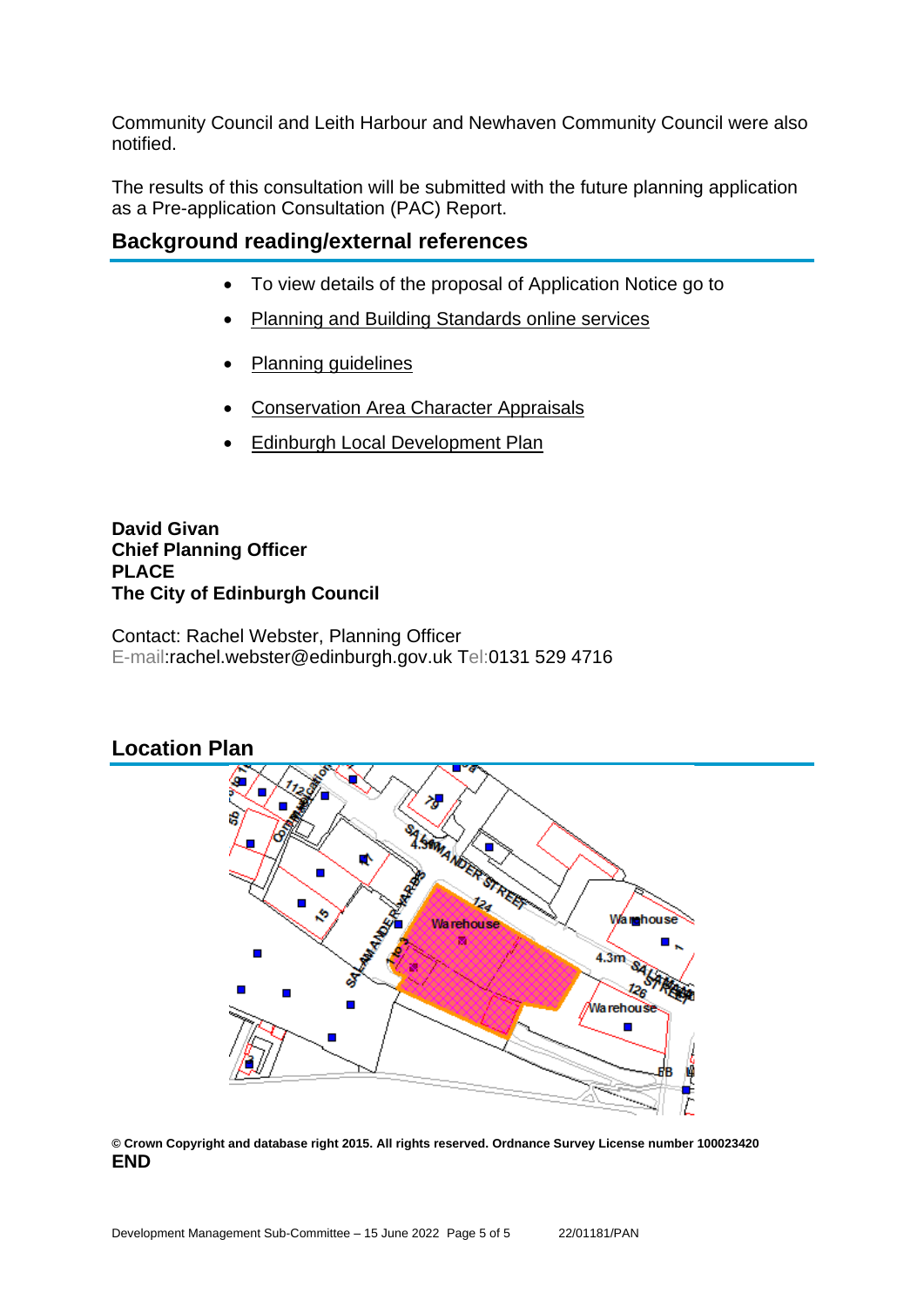Community Council and Leith Harbour and Newhaven Community Council were also notified.

The results of this consultation will be submitted with the future planning application as a Pre-application Consultation (PAC) Report.

## Background reading/external references

- To view details of the proposal of Application Notice go to
- Planning and Building Standards online services
- Planning guidelines
- Conservation Area Character Appraisals
- Edinburgh Local Development Plan

**David Givan**
**Chief Planning Officer**
**PLACE**
**The City of Edinburgh Council**

Contact: Rachel Webster, Planning Officer
E-mail:rachel.webster@edinburgh.gov.uk Tel:0131 529 4716

## Location Plan

**© Crown Copyright and database right 2015. All rights reserved. Ordnance Survey License number 100023420**

**END**